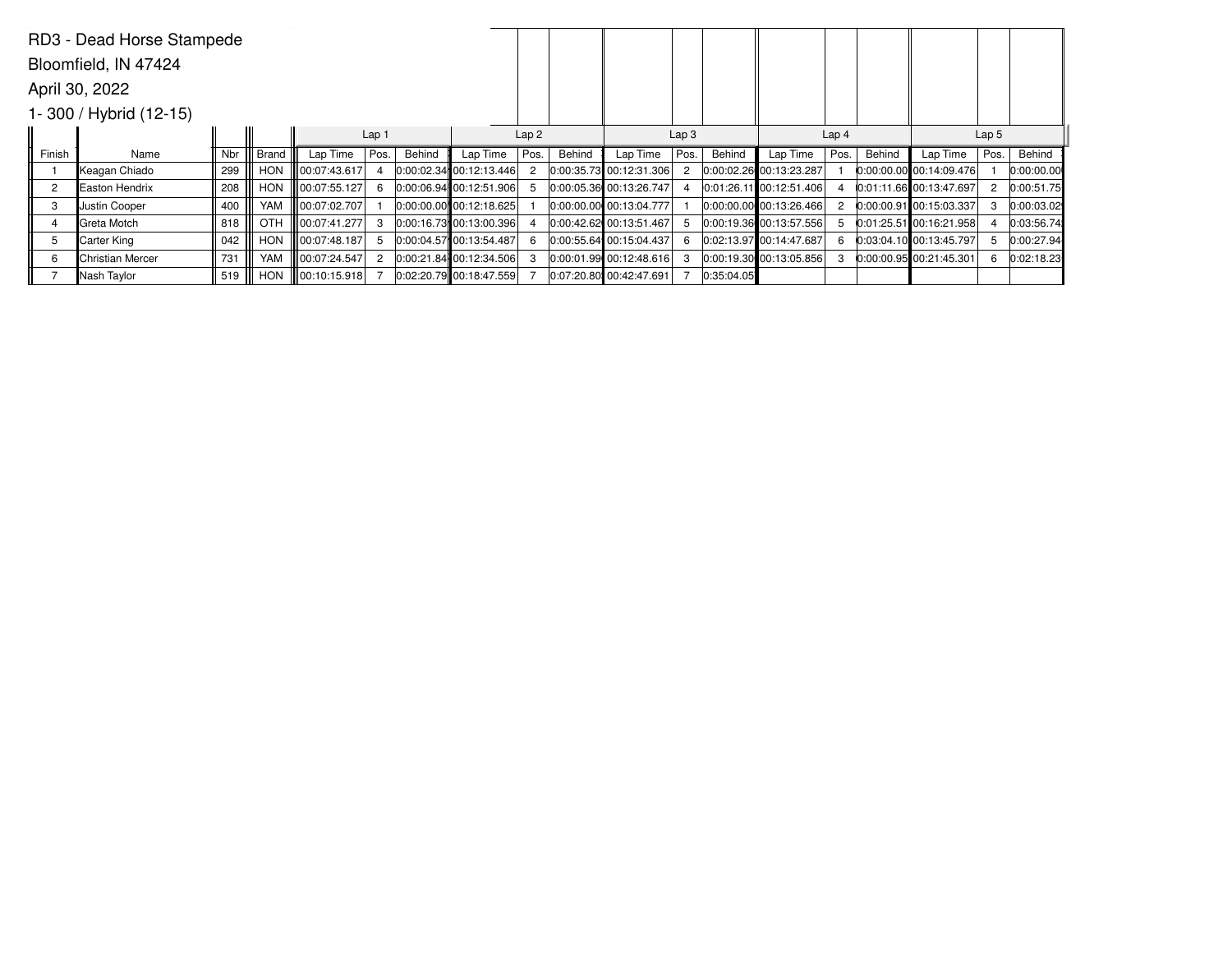RD3 - Dead Horse Stampede

Bloomfield, IN 47424

April 30, 2022

1- 300 / Hybrid (12-15)

| | | | | Lap 1 | | | Lap 2 | | | Lap 3 | | | Lap 4 | | | Lap 5 | | |
|---|---|---|---|---|---|---|---|---|---|---|---|---|---|---|---|---|---|---|
| Finish | Name | Nbr | Brand | Lap Time | Pos. | Behind | Lap Time | Pos. | Behind | Lap Time | Pos. | Behind | Lap Time | Pos. | Behind | Lap Time | Pos. | Behind |
| 1 | Keagan Chiado | 299 | HON | 00:07:43.617 | 4 | 0:00:02.34 | 00:12:13.446 | 2 | 0:00:35.73 | 00:12:31.306 | 2 | 0:00:02.26 | 00:13:23.287 | 1 | 0:00:00.00 | 00:14:09.476 | 1 | 0:00:00.00 |
| 2 | Easton Hendrix | 208 | HON | 00:07:55.127 | 6 | 0:00:06.94 | 00:12:51.906 | 5 | 0:00:05.36 | 00:13:26.747 | 4 | 0:01:26.11 | 00:12:51.406 | 4 | 0:01:11.66 | 00:13:47.697 | 2 | 0:00:51.75 |
| 3 | Justin Cooper | 400 | YAM | 00:07:02.707 | 1 | 0:00:00.00 | 00:12:18.625 | 1 | 0:00:00.00 | 00:13:04.777 | 1 | 0:00:00.00 | 00:13:26.466 | 2 | 0:00:00.91 | 00:15:03.337 | 3 | 0:00:03.02 |
| 4 | Greta Motch | 818 | OTH | 00:07:41.277 | 3 | 0:00:16.73 | 00:13:00.396 | 4 | 0:00:42.62 | 00:13:51.467 | 5 | 0:00:19.36 | 00:13:57.556 | 5 | 0:01:25.51 | 00:16:21.958 | 4 | 0:03:56.74 |
| 5 | Carter King | 042 | HON | 00:07:48.187 | 5 | 0:00:04.57 | 00:13:54.487 | 6 | 0:00:55.64 | 00:15:04.437 | 6 | 0:02:13.97 | 00:14:47.687 | 6 | 0:03:04.10 | 00:13:45.797 | 5 | 0:00:27.94 |
| 6 | Christian Mercer | 731 | YAM | 00:07:24.547 | 2 | 0:00:21.84 | 00:12:34.506 | 3 | 0:00:01.99 | 00:12:48.616 | 3 | 0:00:19.30 | 00:13:05.856 | 3 | 0:00:00.95 | 00:21:45.301 | 6 | 0:02:18.23 |
| 7 | Nash Taylor | 519 | HON | 00:10:15.918 | 7 | 0:02:20.79 | 00:18:47.559 | 7 | 0:07:20.80 | 00:42:47.691 | 7 | 0:35:04.05 | | | | | | |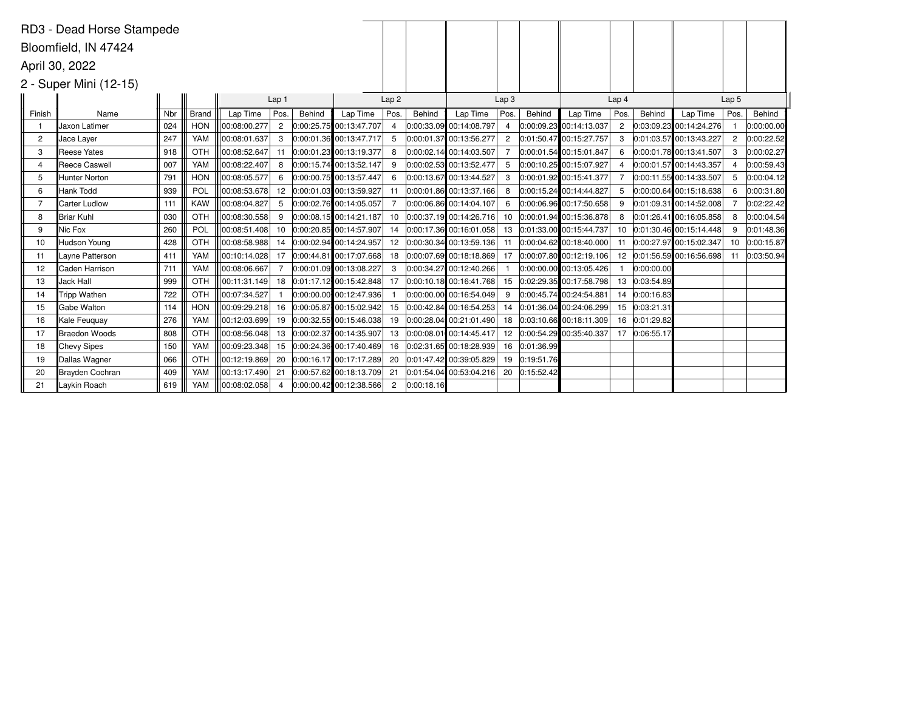RD3 - Dead Horse Stampede

Bloomfield, IN 47424

April 30, 2022

2 - Super Mini (12-15)

| | | | | Lap 1 | | | Lap 2 | | | Lap 3 | | | Lap 4 | | | Lap 5 | | |
|---|---|---|---|---|---|---|---|---|---|---|---|---|---|---|---|---|---|---|
| Finish | Name | Nbr | Brand | Lap Time | Pos. | Behind | Lap Time | Pos. | Behind | Lap Time | Pos. | Behind | Lap Time | Pos. | Behind | Lap Time | Pos. | Behind |
| 1 | Jaxon Latimer | 024 | HON | 00:08:00.277 | 2 | 0:00:25.75 | 00:13:47.707 | 4 | 0:00:33.09 | 00:14:08.797 | 4 | 0:00:09.23 | 00:14:13.037 | 2 | 0:03:09.23 | 00:14:24.276 | 1 | 0:00:00.00 |
| 2 | Jace Layer | 247 | YAM | 00:08:01.637 | 3 | 0:00:01.36 | 00:13:47.717 | 5 | 0:00:01.37 | 00:13:56.277 | 2 | 0:01:50.47 | 00:15:27.757 | 3 | 0:01:03.57 | 00:13:43.227 | 2 | 0:00:22.52 |
| 3 | Reese Yates | 918 | OTH | 00:08:52.647 | 11 | 0:00:01.23 | 00:13:19.377 | 8 | 0:00:02.14 | 00:14:03.507 | 7 | 0:00:01.54 | 00:15:01.847 | 6 | 0:00:01.78 | 00:13:41.507 | 3 | 0:00:02.27 |
| 4 | Reece Caswell | 007 | YAM | 00:08:22.407 | 8 | 0:00:15.74 | 00:13:52.147 | 9 | 0:00:02.53 | 00:13:52.477 | 5 | 0:00:10.25 | 00:15:07.927 | 4 | 0:00:01.57 | 00:14:43.357 | 4 | 0:00:59.43 |
| 5 | Hunter Norton | 791 | HON | 00:08:05.577 | 6 | 0:00:00.75 | 00:13:57.447 | 6 | 0:00:13.67 | 00:13:44.527 | 3 | 0:00:01.92 | 00:15:41.377 | 7 | 0:00:11.55 | 00:14:33.507 | 5 | 0:00:04.12 |
| 6 | Hank Todd | 939 | POL | 00:08:53.678 | 12 | 0:00:01.03 | 00:13:59.927 | 11 | 0:00:01.86 | 00:13:37.166 | 8 | 0:00:15.24 | 00:14:44.827 | 5 | 0:00:00.64 | 00:15:18.638 | 6 | 0:00:31.80 |
| 7 | Carter Ludlow | 111 | KAW | 00:08:04.827 | 5 | 0:00:02.76 | 00:14:05.057 | 7 | 0:00:06.86 | 00:14:04.107 | 6 | 0:00:06.96 | 00:17:50.658 | 9 | 0:01:09.31 | 00:14:52.008 | 7 | 0:02:22.42 |
| 8 | Briar Kuhl | 030 | OTH | 00:08:30.558 | 9 | 0:00:08.15 | 00:14:21.187 | 10 | 0:00:37.19 | 00:14:26.716 | 10 | 0:00:01.94 | 00:15:36.878 | 8 | 0:01:26.41 | 00:16:05.858 | 8 | 0:00:04.54 |
| 9 | Nic Fox | 260 | POL | 00:08:51.408 | 10 | 0:00:20.85 | 00:14:57.907 | 14 | 0:00:17.36 | 00:16:01.058 | 13 | 0:01:33.00 | 00:15:44.737 | 10 | 0:01:30.46 | 00:15:14.448 | 9 | 0:01:48.36 |
| 10 | Hudson Young | 428 | OTH | 00:08:58.988 | 14 | 0:00:02.94 | 00:14:24.957 | 12 | 0:00:30.34 | 00:13:59.136 | 11 | 0:00:04.62 | 00:18:40.000 | 11 | 0:00:27.97 | 00:15:02.347 | 10 | 0:00:15.87 |
| 11 | Layne Patterson | 411 | YAM | 00:10:14.028 | 17 | 0:00:44.81 | 00:17:07.668 | 18 | 0:00:07.69 | 00:18:18.869 | 17 | 0:00:07.80 | 00:12:19.106 | 12 | 0:01:56.59 | 00:16:56.698 | 11 | 0:03:50.94 |
| 12 | Caden Harrison | 711 | YAM | 00:08:06.667 | 7 | 0:00:01.09 | 00:13:08.227 | 3 | 0:00:34.27 | 00:12:40.266 | 1 | 0:00:00.00 | 00:13:05.426 | 1 | 0:00:00.00 | | | |
| 13 | Jack Hall | 999 | OTH | 00:11:31.149 | 18 | 0:01:17.12 | 00:15:42.848 | 17 | 0:00:10.18 | 00:16:41.768 | 15 | 0:02:29.35 | 00:17:58.798 | 13 | 0:03:54.89 | | | |
| 14 | Tripp Wathen | 722 | OTH | 00:07:34.527 | 1 | 0:00:00.00 | 00:12:47.936 | 1 | 0:00:00.00 | 00:16:54.049 | 9 | 0:00:45.74 | 00:24:54.881 | 14 | 0:00:16.83 | | | |
| 15 | Gabe Walton | 114 | HON | 00:09:29.218 | 16 | 0:00:05.87 | 00:15:02.942 | 15 | 0:00:42.84 | 00:16:54.253 | 14 | 0:01:36.04 | 00:24:06.299 | 15 | 0:03:21.31 | | | |
| 16 | Kale Feuquay | 276 | YAM | 00:12:03.699 | 19 | 0:00:32.55 | 00:15:46.038 | 19 | 0:00:28.04 | 00:21:01.490 | 18 | 0:03:10.66 | 00:18:11.309 | 16 | 0:01:29.82 | | | |
| 17 | Braedon Woods | 808 | OTH | 00:08:56.048 | 13 | 0:00:02.37 | 00:14:35.907 | 13 | 0:00:08.01 | 00:14:45.417 | 12 | 0:00:54.29 | 00:35:40.337 | 17 | 0:06:55.17 | | | |
| 18 | Chevy Sipes | 150 | YAM | 00:09:23.348 | 15 | 0:00:24.36 | 00:17:40.469 | 16 | 0:02:31.65 | 00:18:28.939 | 16 | 0:01:36.99 | | | | | | |
| 19 | Dallas Wagner | 066 | OTH | 00:12:19.869 | 20 | 0:00:16.17 | 00:17:17.289 | 20 | 0:01:47.42 | 00:39:05.829 | 19 | 0:19:51.76 | | | | | | |
| 20 | Brayden Cochran | 409 | YAM | 00:13:17.490 | 21 | 0:00:57.62 | 00:18:13.709 | 21 | 0:01:54.04 | 00:53:04.216 | 20 | 0:15:52.42 | | | | | | |
| 21 | Laykin Roach | 619 | YAM | 00:08:02.058 | 4 | 0:00:00.42 | 00:12:38.566 | 2 | 0:00:18.16 | | | | | | | | | |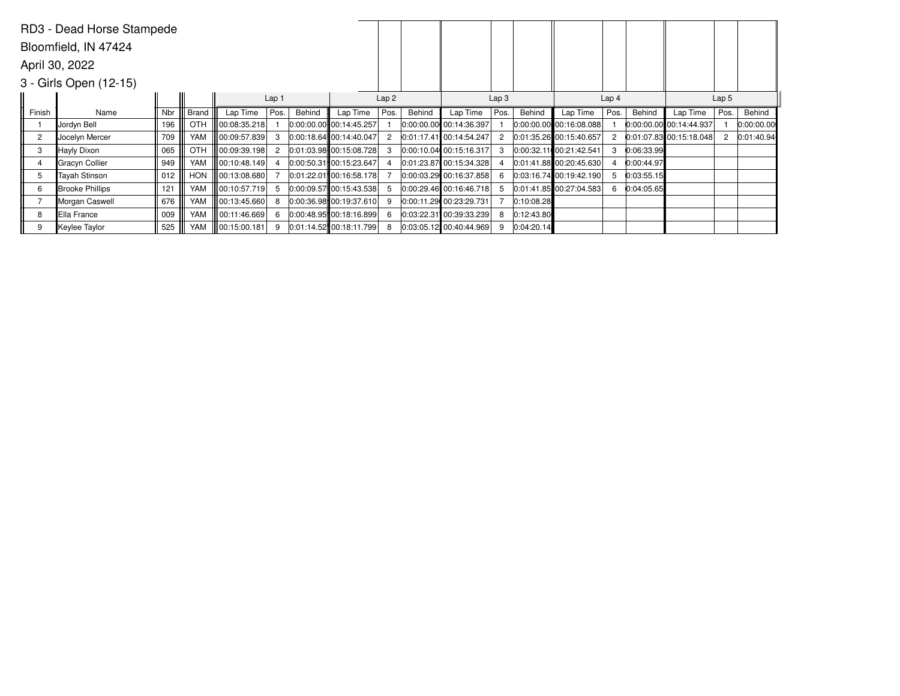RD3 - Dead Horse Stampede

Bloomfield, IN 47424

April 30, 2022

3 - Girls Open (12-15)

| | | | | Lap 1 | | | Lap 2 | | | Lap 3 | | | Lap 4 | | | Lap 5 | | |
|---|---|---|---|---|---|---|---|---|---|---|---|---|---|---|---|---|---|---|
| Finish | Name | Nbr | Brand | Lap Time | Pos. | Behind | Lap Time | Pos. | Behind | Lap Time | Pos. | Behind | Lap Time | Pos. | Behind | Lap Time | Pos. | Behind |
| 1 | Jordyn Bell | 196 | OTH | 00:08:35.218 | 1 | 0:00:00.00 | 00:14:45.257 | 1 | 0:00:00.00 | 00:14:36.397 | 1 | 0:00:00.00 | 00:16:08.088 | 1 | 0:00:00.00 | 00:14:44.937 | 1 | 0:00:00.00 |
| 2 | Jocelyn Mercer | 709 | YAM | 00:09:57.839 | 3 | 0:00:18.64 | 00:14:40.047 | 2 | 0:01:17.41 | 00:14:54.247 | 2 | 0:01:35.26 | 00:15:40.657 | 2 | 0:01:07.83 | 00:15:18.048 | 2 | 0:01:40.94 |
| 3 | Hayly Dixon | 065 | OTH | 00:09:39.198 | 2 | 0:01:03.98 | 00:15:08.728 | 3 | 0:00:10.04 | 00:15:16.317 | 3 | 0:00:32.11 | 00:21:42.541 | 3 | 0:06:33.99 | | | |
| 4 | Gracyn Collier | 949 | YAM | 00:10:48.149 | 4 | 0:00:50.31 | 00:15:23.647 | 4 | 0:01:23.87 | 00:15:34.328 | 4 | 0:01:41.88 | 00:20:45.630 | 4 | 0:00:44.97 | | | |
| 5 | Tayah Stinson | 012 | HON | 00:13:08.680 | 7 | 0:01:22.01 | 00:16:58.178 | 7 | 0:00:03.29 | 00:16:37.858 | 6 | 0:03:16.74 | 00:19:42.190 | 5 | 0:03:55.15 | | | |
| 6 | Brooke Phillips | 121 | YAM | 00:10:57.719 | 5 | 0:00:09.57 | 00:15:43.538 | 5 | 0:00:29.46 | 00:16:46.718 | 5 | 0:01:41.85 | 00:27:04.583 | 6 | 0:04:05.65 | | | |
| 7 | Morgan Caswell | 676 | YAM | 00:13:45.660 | 8 | 0:00:36.98 | 00:19:37.610 | 9 | 0:00:11.29 | 00:23:29.731 | 7 | 0:10:08.28 | | | | | | |
| 8 | Ella France | 009 | YAM | 00:11:46.669 | 6 | 0:00:48.95 | 00:18:16.899 | 6 | 0:03:22.31 | 00:39:33.239 | 8 | 0:12:43.80 | | | | | | |
| 9 | Keylee Taylor | 525 | YAM | 00:15:00.181 | 9 | 0:01:14.52 | 00:18:11.799 | 8 | 0:03:05.12 | 00:40:44.969 | 9 | 0:04:20.14 | | | | | | |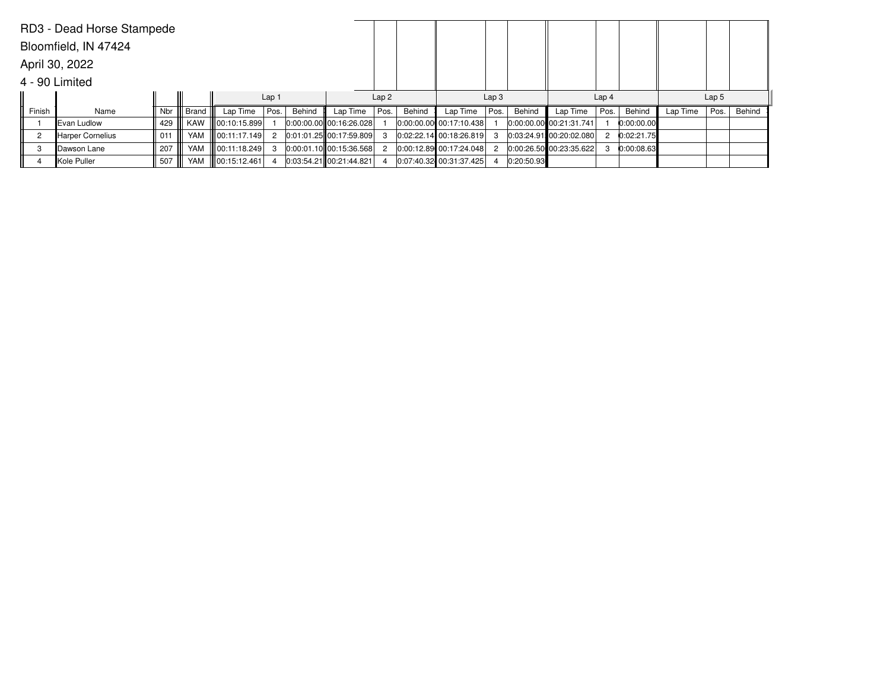RD3 - Dead Horse Stampede

Bloomfield, IN 47424

April 30, 2022

4 - 90 Limited

| | | | | Lap 1 | | | Lap 2 | | | Lap 3 | | | Lap 4 | | | Lap 5 | | |
|---|---|---|---|---|---|---|---|---|---|---|---|---|---|---|---|---|---|---|
| Finish | Name | Nbr | Brand | Lap Time | Pos. | Behind | Lap Time | Pos. | Behind | Lap Time | Pos. | Behind | Lap Time | Pos. | Behind | Lap Time | Pos. | Behind |
| 1 | Evan Ludlow | 429 | KAW | 00:10:15.899 | 1 | 0:00:00.00 | 00:16:26.028 | 1 | 0:00:00.00 | 00:17:10.438 | 1 | 0:00:00.00 | 00:21:31.741 | 1 | 0:00:00.00 | | | |
| 2 | Harper Cornelius | 011 | YAM | 00:11:17.149 | 2 | 0:01:01.25 | 00:17:59.809 | 3 | 0:02:22.14 | 00:18:26.819 | 3 | 0:03:24.91 | 00:20:02.080 | 2 | 0:02:21.75 | | | |
| 3 | Dawson Lane | 207 | YAM | 00:11:18.249 | 3 | 0:00:01.10 | 00:15:36.568 | 2 | 0:00:12.89 | 00:17:24.048 | 2 | 0:00:26.50 | 00:23:35.622 | 3 | 0:00:08.63 | | | |
| 4 | Kole Puller | 507 | YAM | 00:15:12.461 | 4 | 0:03:54.21 | 00:21:44.821 | 4 | 0:07:40.32 | 00:31:37.425 | 4 | 0:20:50.93 | | | | | | |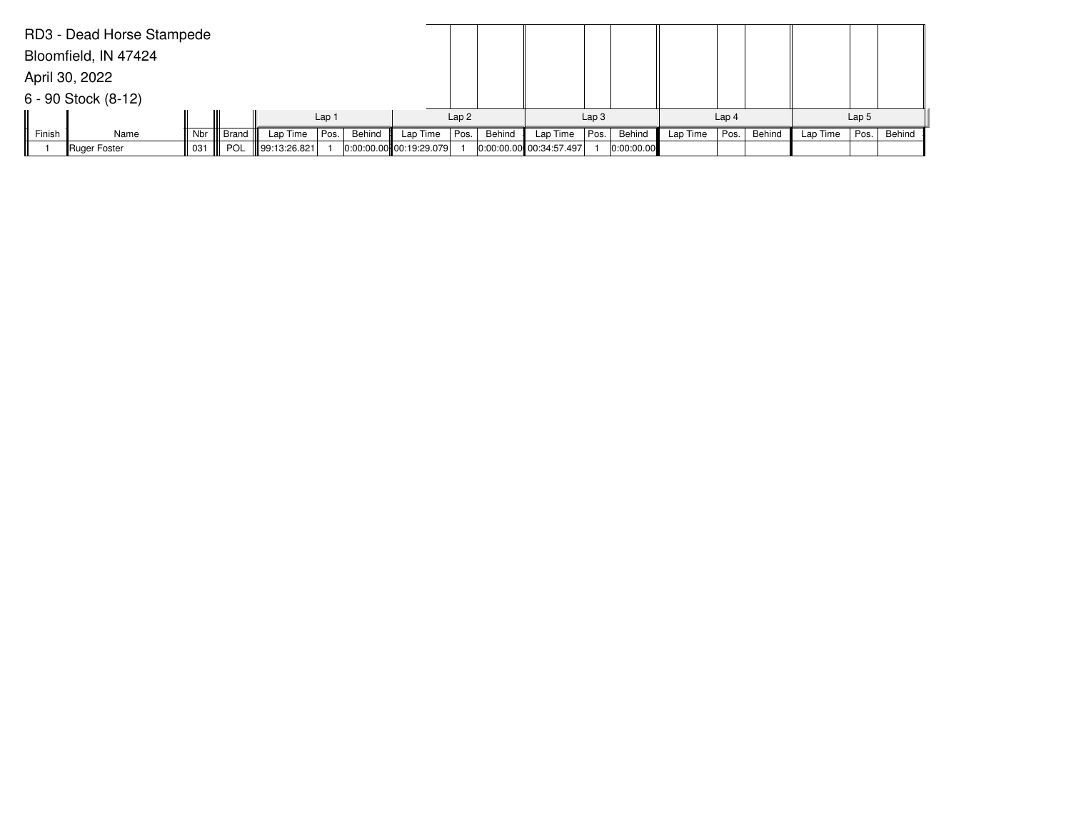RD3 - Dead Horse Stampede

Bloomfield, IN 47424

April 30, 2022

6 - 90 Stock (8-12)

| Finish | Name | Nbr | Brand | Lap 1 | | | Lap 2 | | | Lap 3 | | | Lap 4 | | | Lap 5 | | |
|---|---|---|---|---|---|---|---|---|---|---|---|---|---|---|---|---|---|---|
| | | | | Lap Time | Pos. | Behind | Lap Time | Pos. | Behind | Lap Time | Pos. | Behind | Lap Time | Pos. | Behind | Lap Time | Pos. | Behind |
| 1 | Ruger Foster | 031 | POL | 99:13:26.821 | 1 | 0:00:00.00 | 00:19:29.079 | 1 | 0:00:00.00 | 00:34:57.497 | 1 | 0:00:00.00 | | | | | | |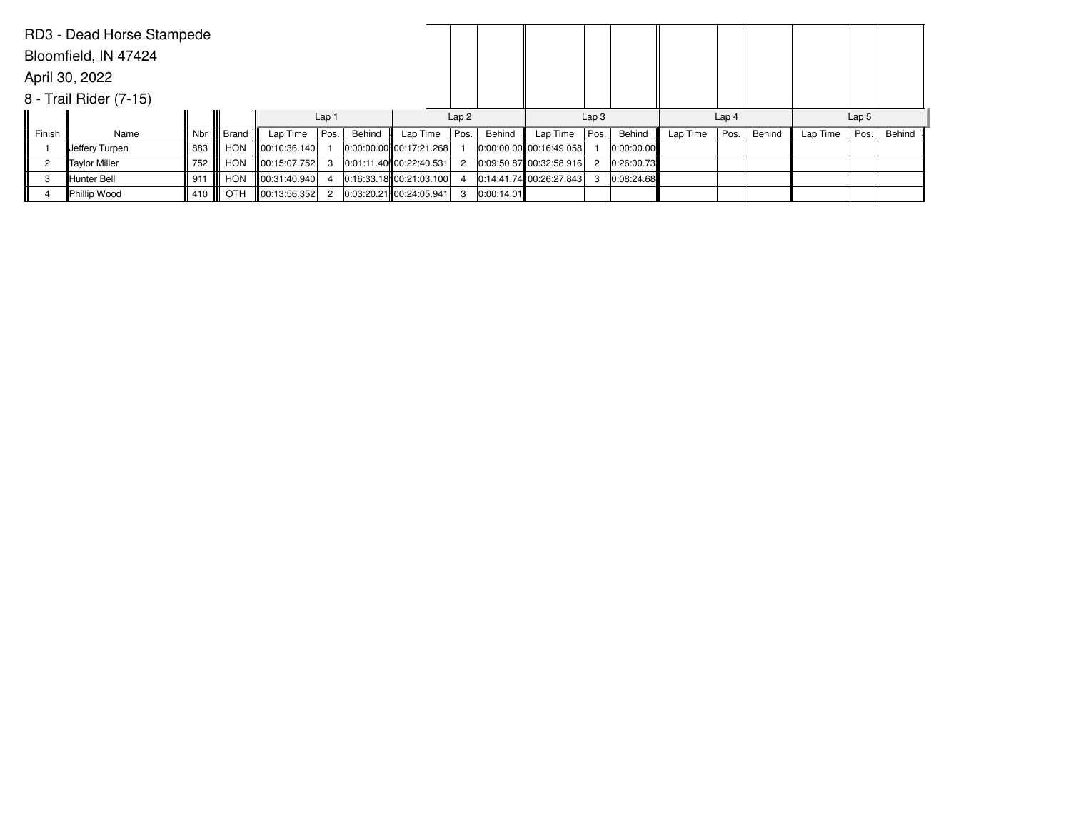RD3 - Dead Horse Stampede

Bloomfield, IN 47424

April 30, 2022

8 - Trail Rider (7-15)

| | | | | Lap 1 | | | Lap 2 | | | Lap 3 | | | Lap 4 | | | Lap 5 | | |
|---|---|---|---|---|---|---|---|---|---|---|---|---|---|---|---|---|---|---|
| Finish | Name | Nbr | Brand | Lap Time | Pos. | Behind | Lap Time | Pos. | Behind | Lap Time | Pos. | Behind | Lap Time | Pos. | Behind | Lap Time | Pos. | Behind |
| 1 | Jeffery Turpen | 883 | HON | 00:10:36.140 | 1 | 0:00:00.00 | 00:17:21.268 | 1 | 0:00:00.00 | 00:16:49.058 | 1 | 0:00:00.00 | | | | | | |
| 2 | Taylor Miller | 752 | HON | 00:15:07.752 | 3 | 0:01:11.40 | 00:22:40.531 | 2 | 0:09:50.87 | 00:32:58.916 | 2 | 0:26:00.73 | | | | | | |
| 3 | Hunter Bell | 911 | HON | 00:31:40.940 | 4 | 0:16:33.18 | 00:21:03.100 | 4 | 0:14:41.74 | 00:26:27.843 | 3 | 0:08:24.68 | | | | | | |
| 4 | Phillip Wood | 410 | OTH | 00:13:56.352 | 2 | 0:03:20.21 | 00:24:05.941 | 3 | 0:00:14.01 | | | | | | | | | |